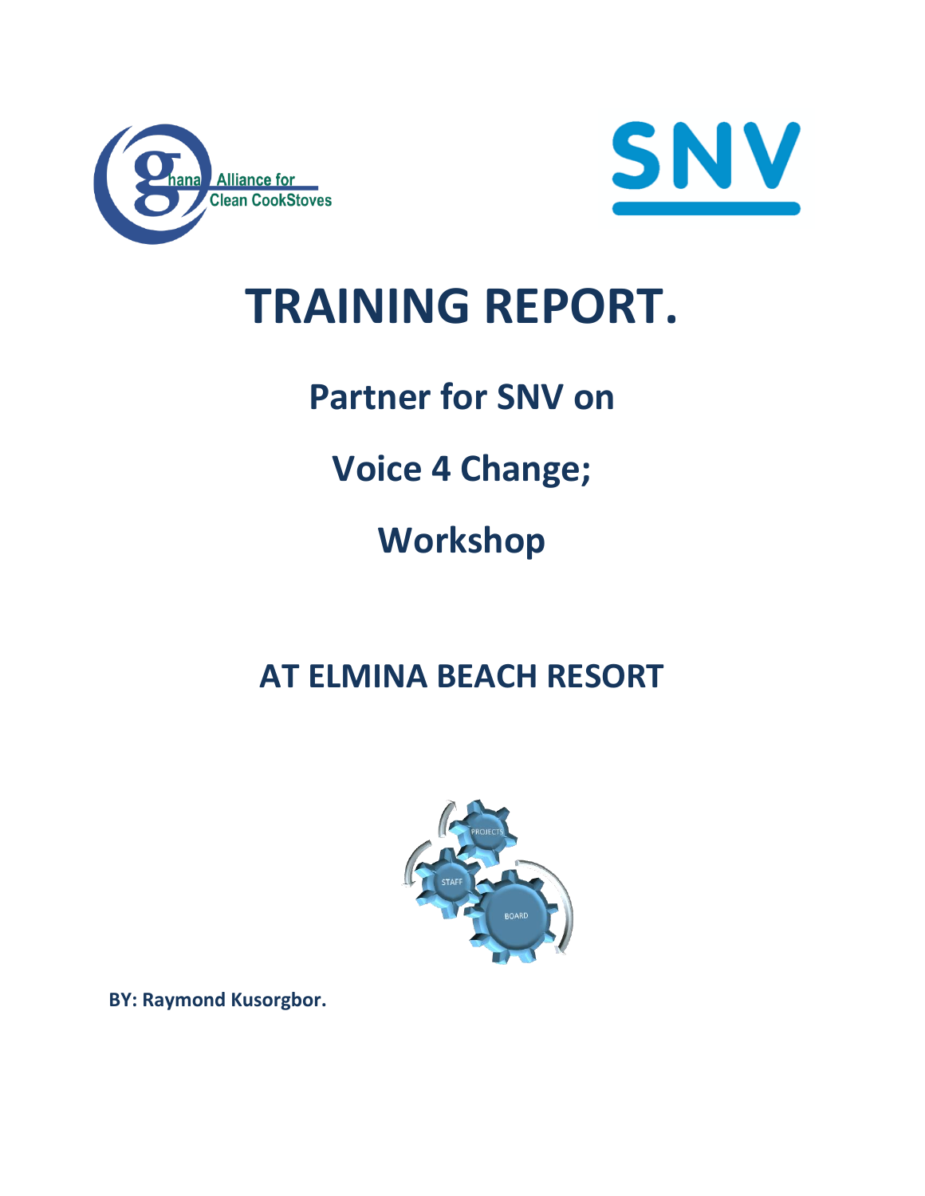# TRAINING REPORT.

## Partner for SNV on

## Voice 4 Change;

## Workshop

## AT ELMINA BEACH RESORT

**BY: Raymond Kusorgbor.**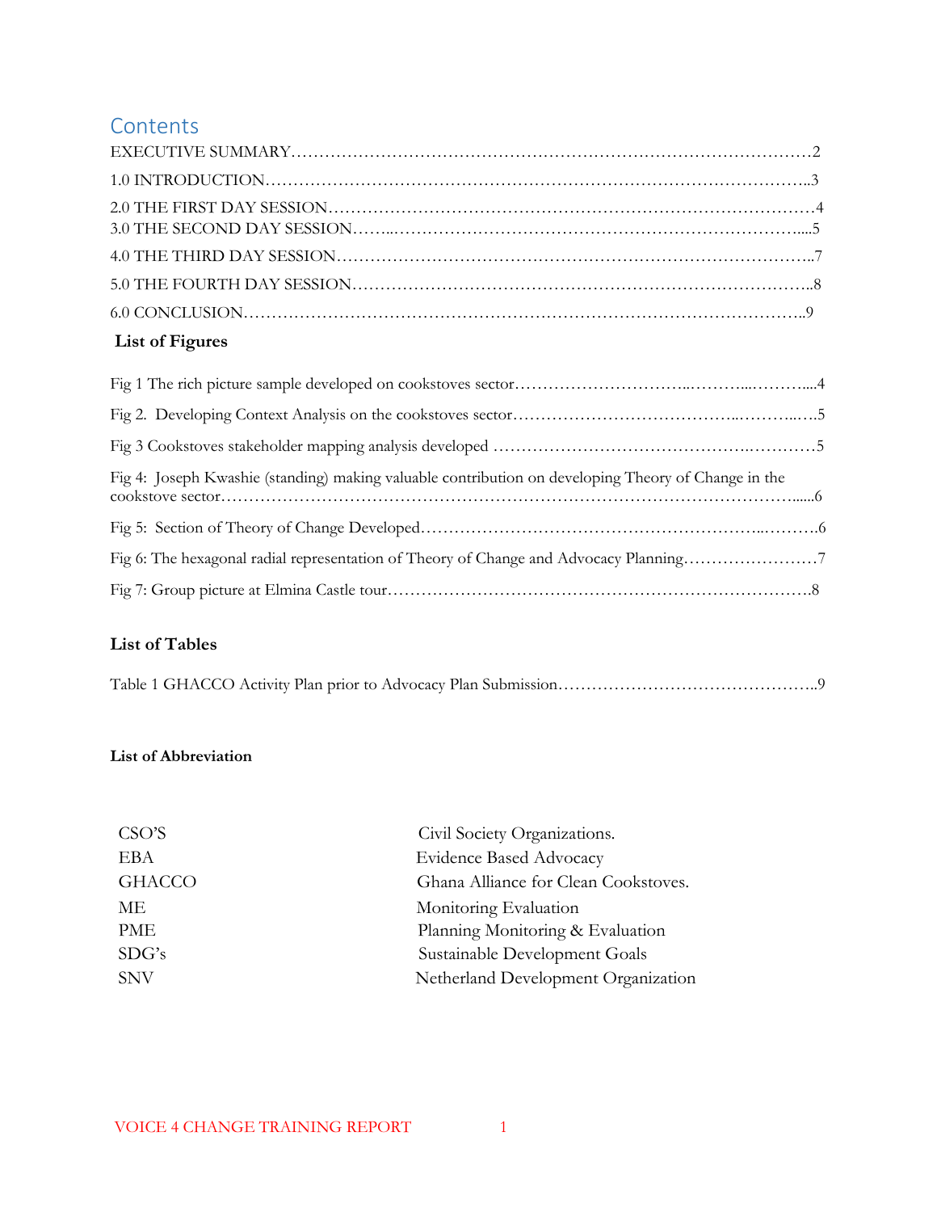# Contents

EXECUTIVE SUMMARY……………………………………………………………………………………2

1.0 INTRODUCTION……………………………………………………………………………………..3

2.0 THE FIRST DAY SESSION…………………………………………………………………………4

3.0 THE SECOND DAY SESSION……..…………………………………………………………….....5

4.0 THE THIRD DAY SESSION…………………………………………………………………………..7

5.0 THE FOURTH DAY SESSION…………………………………………………………………………..8

6.0 CONCLUSION…………………………………………………………………………………………..9

## List of Figures

Fig 1 The rich picture sample developed on cookstoves sector…………………………..………...……....4

Fig 2. Developing Context Analysis on the cookstoves sector………………………………..……...….5

Fig 3 Cookstoves stakeholder mapping analysis developed ……………………………………..…………5

Fig 4: Joseph Kwashie (standing) making valuable contribution on developing Theory of Change in the cookstove sector…………………………………………………………………………………………......6

Fig 5: Section of Theory of Change Developed…………………………………………………...……….6

Fig 6: The hexagonal radial representation of Theory of Change and Advocacy Planning……………………7

Fig 7: Group picture at Elmina Castle tour……………………………………………………………….8

## List of Tables

Table 1 GHACCO Activity Plan prior to Advocacy Plan Submission………………………………………..9

## List of Abbreviation

| | |
|---|---|
| CSO'S | Civil Society Organizations. |
| EBA | Evidence Based Advocacy |
| GHACCO | Ghana Alliance for Clean Cookstoves. |
| ME | Monitoring Evaluation |
| PME | Planning Monitoring & Evaluation |
| SDG's | Sustainable Development Goals |
| SNV | Netherland Development Organization |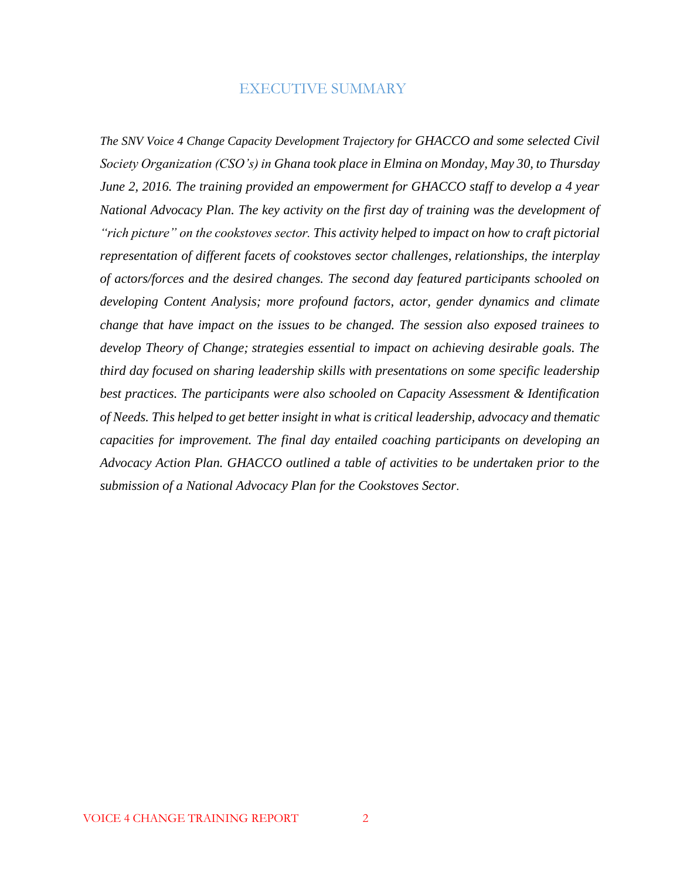# EXECUTIVE SUMMARY

*The SNV Voice 4 Change Capacity Development Trajectory for GHACCO and some selected Civil Society Organization (CSO's) in Ghana took place in Elmina on Monday, May 30, to Thursday June 2, 2016. The training provided an empowerment for GHACCO staff to develop a 4 year National Advocacy Plan. The key activity on the first day of training was the development of "rich picture" on the cookstoves sector. This activity helped to impact on how to craft pictorial representation of different facets of cookstoves sector challenges, relationships, the interplay of actors/forces and the desired changes. The second day featured participants schooled on developing Content Analysis; more profound factors, actor, gender dynamics and climate change that have impact on the issues to be changed. The session also exposed trainees to develop Theory of Change; strategies essential to impact on achieving desirable goals. The third day focused on sharing leadership skills with presentations on some specific leadership best practices. The participants were also schooled on Capacity Assessment & Identification of Needs. This helped to get better insight in what is critical leadership, advocacy and thematic capacities for improvement. The final day entailed coaching participants on developing an Advocacy Action Plan. GHACCO outlined a table of activities to be undertaken prior to the submission of a National Advocacy Plan for the Cookstoves Sector.*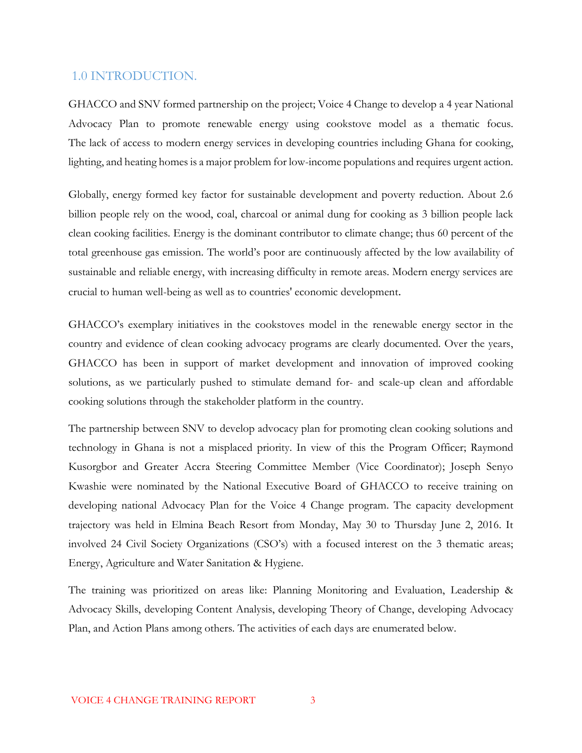## 1.0 INTRODUCTION.

GHACCO and SNV formed partnership on the project; Voice 4 Change to develop a 4 year National Advocacy Plan to promote renewable energy using cookstove model as a thematic focus. The lack of access to modern energy services in developing countries including Ghana for cooking, lighting, and heating homes is a major problem for low-income populations and requires urgent action.

Globally, energy formed key factor for sustainable development and poverty reduction. About 2.6 billion people rely on the wood, coal, charcoal or animal dung for cooking as 3 billion people lack clean cooking facilities. Energy is the dominant contributor to climate change; thus 60 percent of the total greenhouse gas emission. The world's poor are continuously affected by the low availability of sustainable and reliable energy, with increasing difficulty in remote areas. Modern energy services are crucial to human well-being as well as to countries' economic development.

GHACCO's exemplary initiatives in the cookstoves model in the renewable energy sector in the country and evidence of clean cooking advocacy programs are clearly documented. Over the years, GHACCO has been in support of market development and innovation of improved cooking solutions, as we particularly pushed to stimulate demand for- and scale-up clean and affordable cooking solutions through the stakeholder platform in the country.

The partnership between SNV to develop advocacy plan for promoting clean cooking solutions and technology in Ghana is not a misplaced priority. In view of this the Program Officer; Raymond Kusorgbor and Greater Accra Steering Committee Member (Vice Coordinator); Joseph Senyo Kwashie were nominated by the National Executive Board of GHACCO to receive training on developing national Advocacy Plan for the Voice 4 Change program. The capacity development trajectory was held in Elmina Beach Resort from Monday, May 30 to Thursday June 2, 2016. It involved 24 Civil Society Organizations (CSO's) with a focused interest on the 3 thematic areas; Energy, Agriculture and Water Sanitation & Hygiene.

The training was prioritized on areas like: Planning Monitoring and Evaluation, Leadership & Advocacy Skills, developing Content Analysis, developing Theory of Change, developing Advocacy Plan, and Action Plans among others. The activities of each days are enumerated below.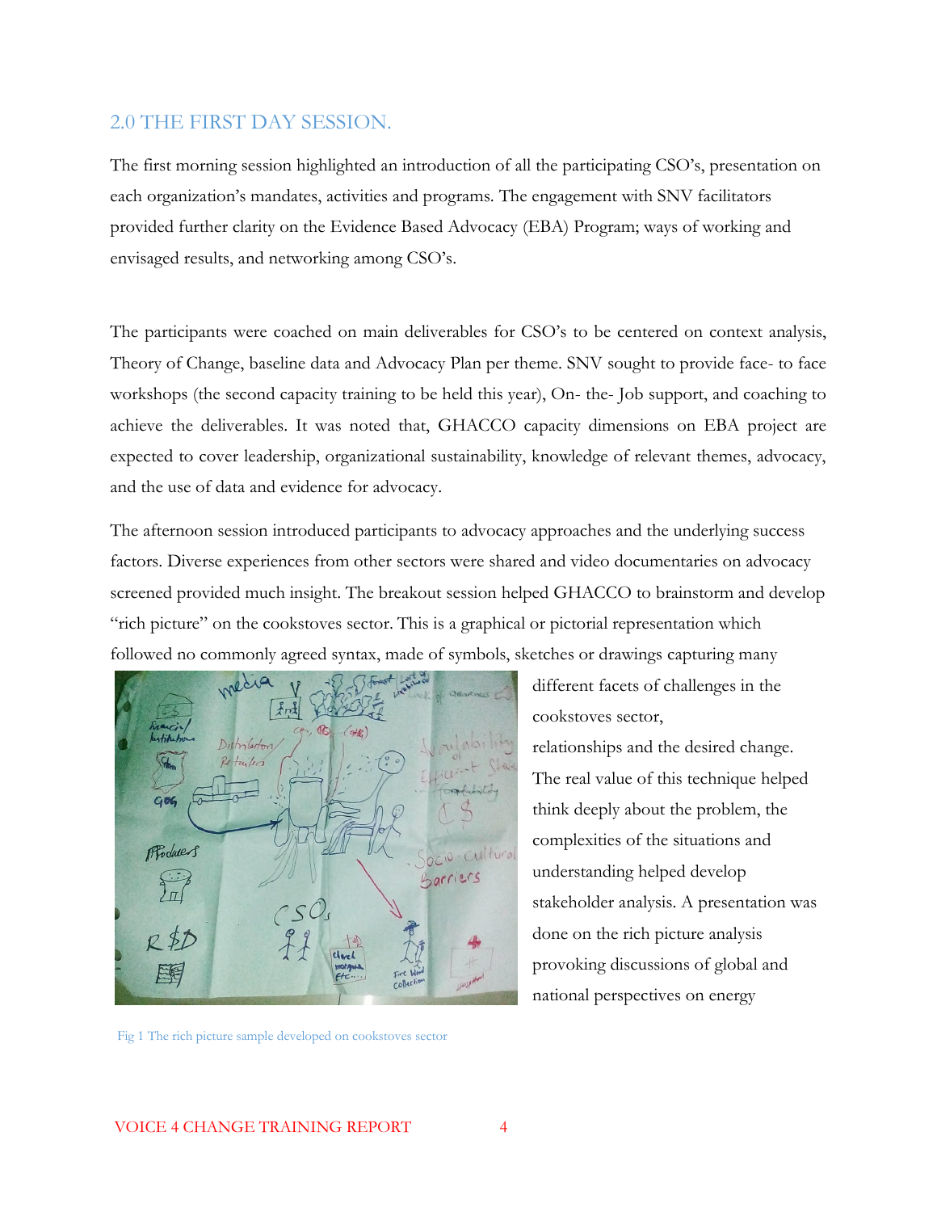## 2.0 THE FIRST DAY SESSION.

The first morning session highlighted an introduction of all the participating CSO's, presentation on each organization's mandates, activities and programs. The engagement with SNV facilitators provided further clarity on the Evidence Based Advocacy (EBA) Program; ways of working and envisaged results, and networking among CSO's.

The participants were coached on main deliverables for CSO's to be centered on context analysis, Theory of Change, baseline data and Advocacy Plan per theme. SNV sought to provide face- to face workshops (the second capacity training to be held this year), On- the- Job support, and coaching to achieve the deliverables. It was noted that, GHACCO capacity dimensions on EBA project are expected to cover leadership, organizational sustainability, knowledge of relevant themes, advocacy, and the use of data and evidence for advocacy.

The afternoon session introduced participants to advocacy approaches and the underlying success factors. Diverse experiences from other sectors were shared and video documentaries on advocacy screened provided much insight. The breakout session helped GHACCO to brainstorm and develop "rich picture" on the cookstoves sector. This is a graphical or pictorial representation which followed no commonly agreed syntax, made of symbols, sketches or drawings capturing many different facets of challenges in the cookstoves sector, relationships and the desired change. The real value of this technique helped think deeply about the problem, the complexities of the situations and understanding helped develop stakeholder analysis. A presentation was done on the rich picture analysis provoking discussions of global and national perspectives on energy

Fig 1 The rich picture sample developed on cookstoves sector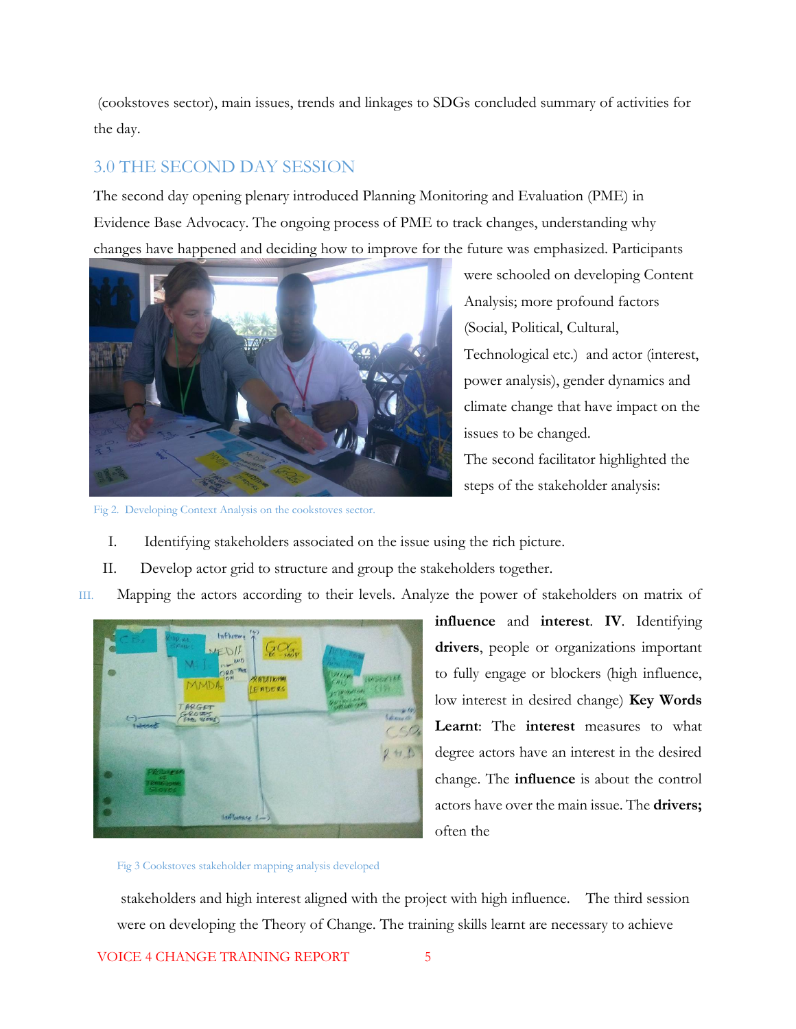(cookstoves sector), main issues, trends and linkages to SDGs concluded summary of activities for the day.

## 3.0 THE SECOND DAY SESSION

The second day opening plenary introduced Planning Monitoring and Evaluation (PME) in Evidence Base Advocacy. The ongoing process of PME to track changes, understanding why changes have happened and deciding how to improve for the future was emphasized. Participants were schooled on developing Content Analysis; more profound factors (Social, Political, Cultural, Technological etc.) and actor (interest, power analysis), gender dynamics and climate change that have impact on the issues to be changed.

Fig 2. Developing Context Analysis on the cookstoves sector.

The second facilitator highlighted the steps of the stakeholder analysis:

I. Identifying stakeholders associated on the issue using the rich picture.

II. Develop actor grid to structure and group the stakeholders together.

III. Mapping the actors according to their levels. Analyze the power of stakeholders on matrix of **influence** and **interest**. **IV**. Identifying **drivers**, people or organizations important to fully engage or blockers (high influence, low interest in desired change) **Key Words Learnt**: The **interest** measures to what degree actors have an interest in the desired change. The **influence** is about the control actors have over the main issue. The **drivers;** often the

Fig 3 Cookstoves stakeholder mapping analysis developed

stakeholders and high interest aligned with the project with high influence. The third session were on developing the Theory of Change. The training skills learnt are necessary to achieve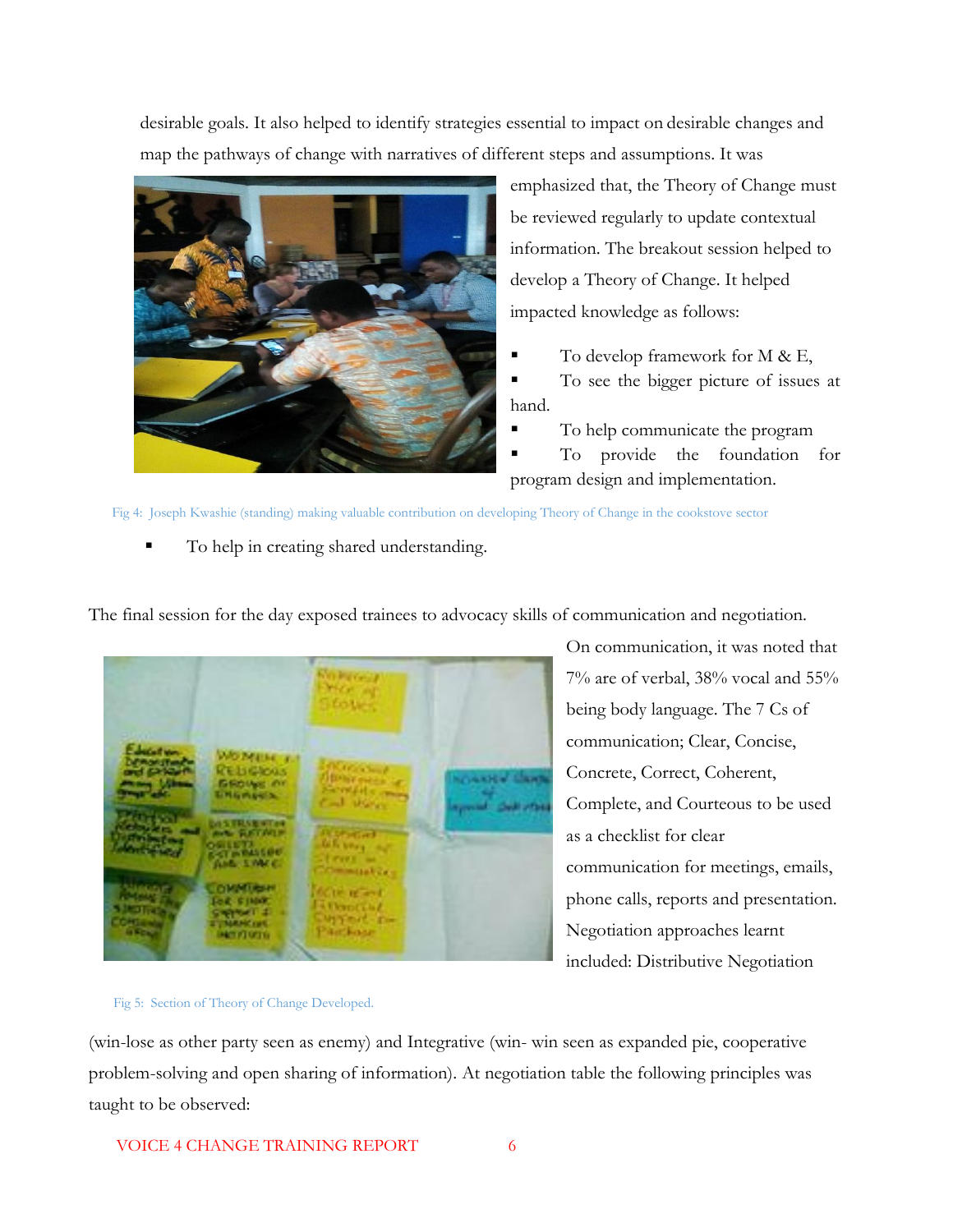desirable goals. It also helped to identify strategies essential to impact on desirable changes and map the pathways of change with narratives of different steps and assumptions. It was emphasized that, the Theory of Change must be reviewed regularly to update contextual information. The breakout session helped to develop a Theory of Change. It helped impacted knowledge as follows:

- To develop framework for M & E,
- To see the bigger picture of issues at hand.
- To help communicate the program
- To provide the foundation for program design and implementation.
- To help in creating shared understanding.

Fig 4: Joseph Kwashie (standing) making valuable contribution on developing Theory of Change in the cookstove sector

The final session for the day exposed trainees to advocacy skills of communication and negotiation. On communication, it was noted that 7% are of verbal, 38% vocal and 55% being body language. The 7 Cs of communication; Clear, Concise, Concrete, Correct, Coherent, Complete, and Courteous to be used as a checklist for clear communication for meetings, emails, phone calls, reports and presentation. Negotiation approaches learnt included: Distributive Negotiation (win-lose as other party seen as enemy) and Integrative (win- win seen as expanded pie, cooperative problem-solving and open sharing of information). At negotiation table the following principles was taught to be observed:

Fig 5: Section of Theory of Change Developed.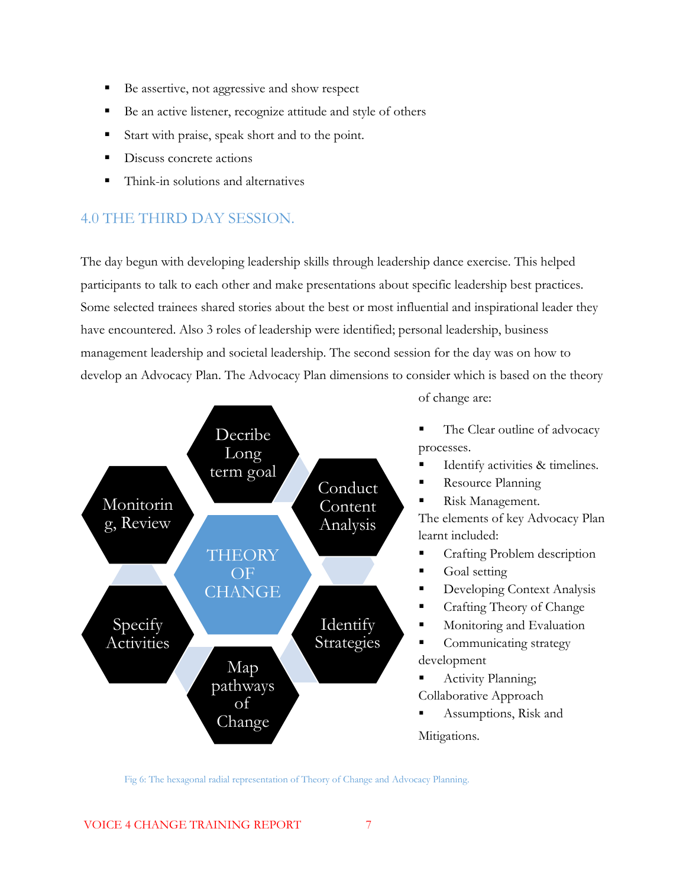- Be assertive, not aggressive and show respect
- Be an active listener, recognize attitude and style of others
- Start with praise, speak short and to the point.
- Discuss concrete actions
- Think-in solutions and alternatives

## 4.0 THE THIRD DAY SESSION.

The day begun with developing leadership skills through leadership dance exercise. This helped participants to talk to each other and make presentations about specific leadership best practices. Some selected trainees shared stories about the best or most influential and inspirational leader they have encountered. Also 3 roles of leadership were identified; personal leadership, business management leadership and societal leadership. The second session for the day was on how to develop an Advocacy Plan. The Advocacy Plan dimensions to consider which is based on the theory of change are:

- The Clear outline of advocacy processes.
- Identify activities & timelines.
- Resource Planning
- Risk Management.

The elements of key Advocacy Plan learnt included:

- Crafting Problem description
- Goal setting
- Developing Context Analysis
- Crafting Theory of Change
- Monitoring and Evaluation
- Communicating strategy development
- Activity Planning; Collaborative Approach
- Assumptions, Risk and Mitigations.

THEORY OF CHANGE: Decribe Long term goal; Conduct Content Analysis; Identify Strategies; Map pathways of Change; Specify Activities; Monitoring, Review

Fig 6: The hexagonal radial representation of Theory of Change and Advocacy Planning.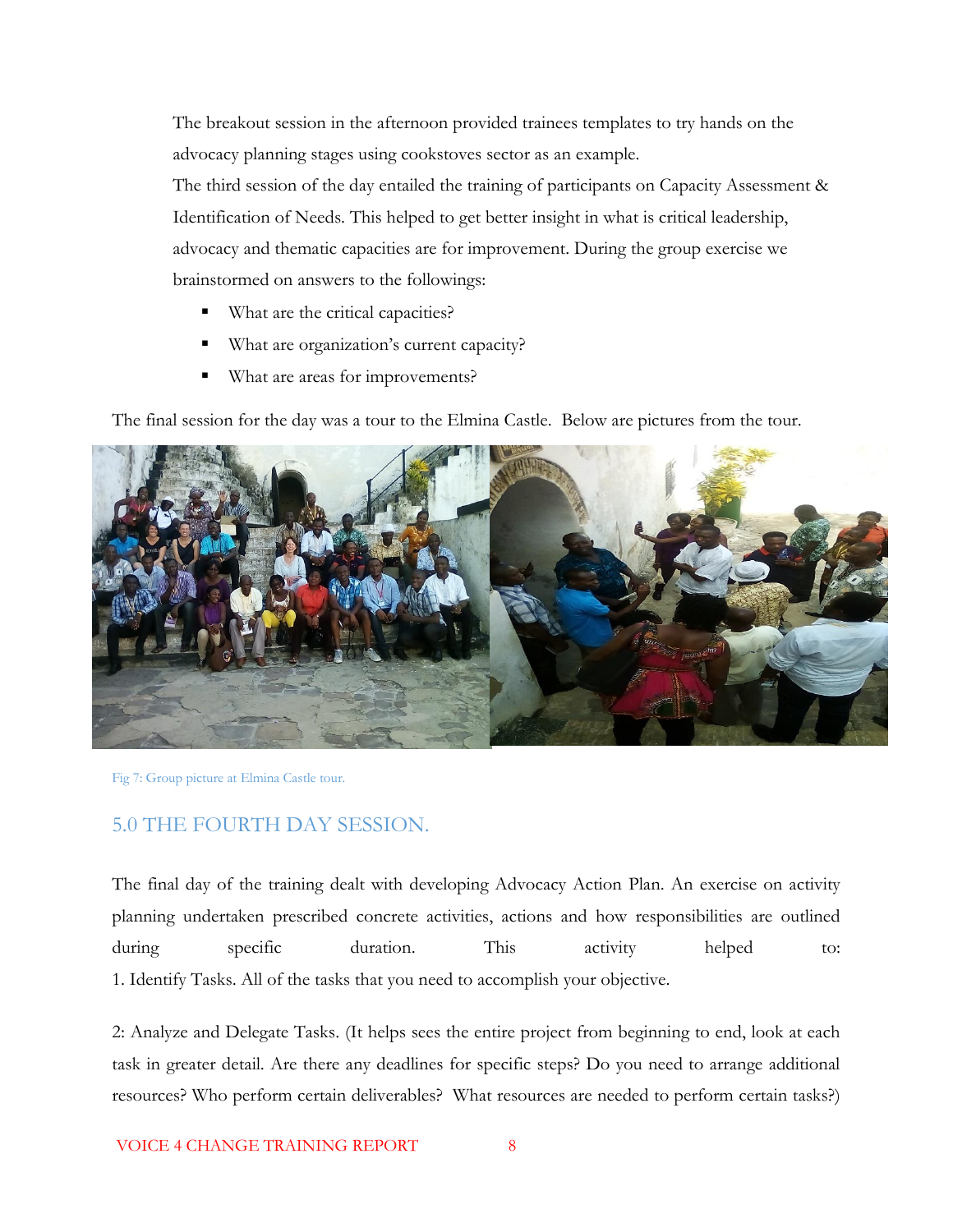The breakout session in the afternoon provided trainees templates to try hands on the advocacy planning stages using cookstoves sector as an example.

The third session of the day entailed the training of participants on Capacity Assessment & Identification of Needs. This helped to get better insight in what is critical leadership, advocacy and thematic capacities are for improvement. During the group exercise we brainstormed on answers to the followings:

- What are the critical capacities?
- What are organization's current capacity?
- What are areas for improvements?

The final session for the day was a tour to the Elmina Castle. Below are pictures from the tour.

Fig 7: Group picture at Elmina Castle tour.

## 5.0 THE FOURTH DAY SESSION.

The final day of the training dealt with developing Advocacy Action Plan. An exercise on activity planning undertaken prescribed concrete activities, actions and how responsibilities are outlined during specific duration. This activity helped to:

1. Identify Tasks. All of the tasks that you need to accomplish your objective.

2: Analyze and Delegate Tasks. (It helps sees the entire project from beginning to end, look at each task in greater detail. Are there any deadlines for specific steps? Do you need to arrange additional resources? Who perform certain deliverables? What resources are needed to perform certain tasks?)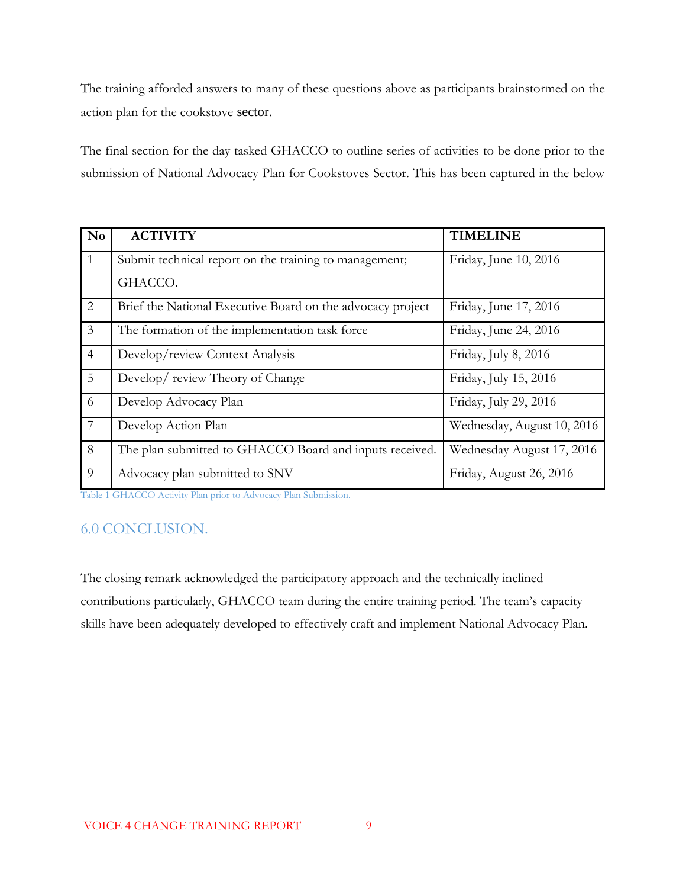The training afforded answers to many of these questions above as participants brainstormed on the action plan for the cookstove sector.

The final section for the day tasked GHACCO to outline series of activities to be done prior to the submission of National Advocacy Plan for Cookstoves Sector. This has been captured in the below

| No | ACTIVITY | TIMELINE |
|---|---|---|
| 1 | Submit technical report on the training to management; GHACCO. | Friday, June 10, 2016 |
| 2 | Brief the National Executive Board on the advocacy project | Friday, June 17, 2016 |
| 3 | The formation of the implementation task force | Friday, June 24, 2016 |
| 4 | Develop/review Context Analysis | Friday, July 8, 2016 |
| 5 | Develop/ review Theory of Change | Friday, July 15, 2016 |
| 6 | Develop Advocacy Plan | Friday, July 29, 2016 |
| 7 | Develop Action Plan | Wednesday, August 10, 2016 |
| 8 | The plan submitted to GHACCO Board and inputs received. | Wednesday August 17, 2016 |
| 9 | Advocacy plan submitted to SNV | Friday, August 26, 2016 |

Table 1 GHACCO Activity Plan prior to Advocacy Plan Submission.

## 6.0 CONCLUSION.

The closing remark acknowledged the participatory approach and the technically inclined contributions particularly, GHACCO team during the entire training period. The team's capacity skills have been adequately developed to effectively craft and implement National Advocacy Plan.